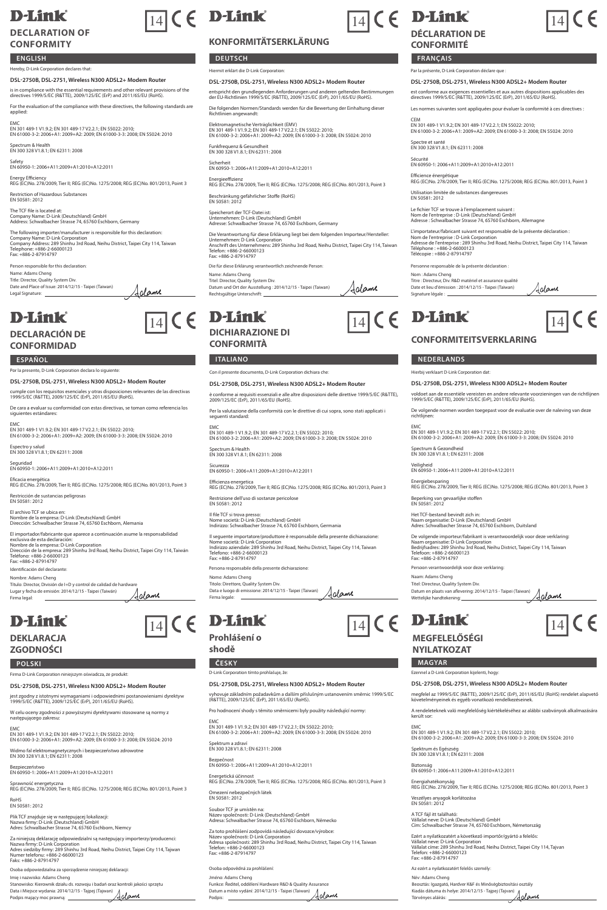# DECLARATION OF CONFORMITY

## ENGLISH

Hereby, D-Link Corporation declares that:

**DSL-2750B, DSL-2751, Wireless N300 ADSL2+ Modem Router**

is in compliance with the essential requirements and other relevant provisions of the directives 1999/5/EC (R&TTE), 2009/125/EC (ErP) and 2011/65/EU (RoHS).

For the evaluation of the compliance with these directives, the following standards are applied:

EMC
EN 301 489-1 V1.9.2; EN 301 489-17 V2.2.1; EN 55022: 2010;
EN 61000-3-2: 2006+A1: 2009+A2: 2009; EN 61000-3-3: 2008; EN 55024: 2010

Spectrum & Health
EN 300 328 V1.8.1; EN 62311: 2008

Safety
EN 60950-1: 2006+A11:2009+A1:2010+A12:2011

Energy Efficiency
REG (EC)No. 278/2009, Tier II; REG (EC)No. 1275/2008; REG (EC)No. 801/2013, Point 3

Restriction of Hazardous Substances
EN 50581: 2012

The TCF file is located at:
Company Name: D-Link (Deutschland) GmbH
Address: Schwalbacher Strasse 74, 65760 Eschborn, Germany

The following importer/manufacturer is responsible for this declaration:
Company Name: D-Link Corporation
Company Address: 289 Shinhu 3rd Road, Neihu District, Taipei City 114, Taiwan
Telephone: +886-2-66000123
Fax: +886-2-87914797

Person responsible for this declaration:

Name: Adams Cheng
Title: Director, Quality System Div.
Date and Place of Issue: 2014/12/15 - Taipei (Taiwan)
Legal Signature:

# KONFORMITÄTSERKLÄRUNG

## DEUTSCH

Hiermit erklärt die D-Link Corporation:

**DSL-2750B, DSL-2751, Wireless N300 ADSL2+ Modem Router**

entspricht den grundlegenden Anforderungen und anderen geltenden Bestimmungen der EU-Richtlinien 1999/5/EC (R&TTE), 2009/125/EC (ErP), 2011/65/EU (RoHS).

Die folgenden Normen/Standards werden für die Bewertung der Einhaltung dieser Richtlinien angewandt:

Elektromagnetische Verträglichkeit (EMV)
EN 301 489-1 V1.9.2; EN 301 489-17 V2.2.1; EN 55022: 2010;
EN 61000-3-2: 2006+A1: 2009+A2: 2009; EN 61000-3-3: 2008; EN 55024: 2010

Funkfrequenz & Gesundheit
EN 300 328 V1.8.1; EN 62311: 2008

Sicherheit
EN 60950-1: 2006+A11:2009+A1:2010+A12:2011

Energieeffizienz
REG (EC)No. 278/2009, Tier II; REG (EC)No. 1275/2008; REG (EC)No. 801/2013, Point 3

Beschränkung gefährlicher Stoffe (RoHS)
EN 50581: 2012

Speicherort der TCF-Datei ist:
Unternehmen: D-Link (Deutschland) GmbH
Adresse: Schwalbacher Strasse 74, 65760 Eschborn, Germany

Die Verantwortung für diese Erklärung liegt bei dem folgenden Importeur/Hersteller:
Unternehmen: D-Link Corporation
Anschrift des Unternehmens: 289 Shinhu 3rd Road, Neihu District, Taipei City 114, Taiwan
Telefon: +886-2-66000123
Fax: +886-2-87914797

Die für diese Erklärung verantwortlich zeichnende Person:

Name: Adams Cheng
Titel: Director, Quality System Div.
Datum und Ort der Ausstellung : 2014/12/15 - Taipei (Taiwan)
Rechtsgültige Unterschrift:

# DÉCLARATION DE CONFORMITÉ

## FRANÇAIS

Par la présente, D-Link Corporation déclare que :

**DSL-2750B, DSL-2751, Wireless N300 ADSL2+ Modem Router**

est conforme aux exigences essentielles et aux autres dispositions applicables des directives 1999/5/EC (R&TTE), 2009/125/EC (ErP), 2011/65/EU (RoHS).

Les normes suivantes sont appliquées pour évaluer la conformité à ces directives :

CEM
EN 301 489-1 V1.9.2; EN 301 489-17 V2.2.1; EN 55022: 2010;
EN 61000-3-2: 2006+A1: 2009+A2: 2009; EN 61000-3-3: 2008; EN 55024: 2010

Spectre et santé
EN 300 328 V1.8.1; EN 62311: 2008

Sécurité
EN 60950-1: 2006+A11:2009+A1:2010+A12:2011

Efficience énergétique
REG (EC)No. 278/2009, Tier II; REG (EC)No. 1275/2008; REG (EC)No. 801/2013, Point 3

Utilisation limitée de substances dangereuses
EN 50581: 2012

Le fichier TCF se trouve à l'emplacement suivant :
Nom de l'entreprise : D-Link (Deutschland) GmbH
Adresse : Schwalbacher Strasse 74, 65760 Eschborn, Allemagne

L'importateur/fabricant suivant est responsable de la présente déclaration :
Nom de l'entreprise : D-Link Corporation
Adresse de l'entreprise : 289 Shinhu 3rd Road, Neihu District, Taipei City 114, Taiwan
Téléphone : +886-2-66000123
Télécopie : +886-2-87914797

Personne responsable de la présente déclaration :

Nom : Adams Cheng
Titre : Directeur, Div. R&D matériel et assurance qualité
Date et lieu d'émission : 2014/12/15 - Taipei (Taiwan)
Signature légale :

# DECLARACIÓN DE CONFORMIDAD

## ESPAÑOL

Por la presente, D-Link Corporation declara lo siguiente:

**DSL-2750B, DSL-2751, Wireless N300 ADSL2+ Modem Router**

cumple con los requisitos esenciales y otras disposiciones relevantes de las directivas 1999/5/EC (R&TTE), 2009/125/EC (ErP), 2011/65/EU (RoHS).

De cara a evaluar su conformidad con estas directivas, se toman como referencia los siguientes estándares:

EMC
EN 301 489-1 V1.9.2; EN 301 489-17 V2.2.1; EN 55022: 2010;
EN 61000-3-2: 2006+A1: 2009+A2: 2009; EN 61000-3-3: 2008; EN 55024: 2010

Espectro y salud
EN 300 328 V1.8.1; EN 62311: 2008

Seguridad
EN 60950-1: 2006+A11:2009+A1:2010+A12:2011

Eficacia energética
REG (EC)No. 278/2009, Tier II; REG (EC)No. 1275/2008; REG (EC)No. 801/2013, Point 3

Restricción de sustancias peligrosas
EN 50581: 2012

El archivo TCF se ubica en:
Nombre de la empresa: D-Link (Deutschland) GmbH
Dirección: Schwalbacher Strasse 74, 65760 Eschborn, Alemania

El importador/fabricante que aparece a continuación asume la responsabilidad exclusiva de esta declaración:
Nombre de la empresa: D-Link Corporation
Dirección de la empresa: 289 Shinhu 3rd Road, Neihu District, Taipei City 114, Taiwán
Teléfono: +886-2-66000123
Fax: +886-2-87914797

Identificación del declarante:

Nombre: Adams Cheng
Título: Director, División de I+D y control de calidad de hardware
Lugar y fecha de emisión: 2014/12/15 - Taipei (Taiwán)
Firma legal:

# DICHIARAZIONE DI CONFORMITÀ

## ITALIANO

Con il presente documento, D-Link Corporation dichiara che:

**DSL-2750B, DSL-2751, Wireless N300 ADSL2+ Modem Router**

è conforme ai requisiti essenziali e alle altre disposizioni delle direttive 1999/5/EC (R&TTE), 2009/125/EC (ErP), 2011/65/EU (RoHS).

Per la valutazione della conformità con le direttive di cui sopra, sono stati applicati i seguenti standard:

EMC
EN 301 489-1 V1.9.2; EN 301 489-17 V2.2.1; EN 55022: 2010;
EN 61000-3-2: 2006+A1: 2009+A2: 2009; EN 61000-3-3: 2008; EN 55024: 2010

Spectrum & Health
EN 300 328 V1.8.1; EN 62311: 2008

Sicurezza
EN 60950-1: 2006+A11:2009+A1:2010+A12:2011

Efficienza energetica
REG (EC)No. 278/2009, Tier II; REG (EC)No. 1275/2008; REG (EC)No. 801/2013, Point 3

Restrizione dell'uso di sostanze pericolose
EN 50581: 2012

Il file TCF si trova presso:
Nome società: D-Link (Deutschland) GmbH
Indirizzo: Schwalbacher Strasse 74, 65760 Eschborn, Germania

Il seguente importatore/produttore è responsabile della presente dichiarazione:
Nome società: D-Link Corporation
Indirizzo aziendale: 289 Shinhu 3rd Road, Neihu District, Taipei City 114, Taiwan
Telefono: +886-2-66000123
Fax: +886-2-87914797

Persona responsabile della presente dichiarazione:

Nome: Adams Cheng
Titolo: Direttore, Quality System Div.
Data e luogo di emissione: 2014/12/15 - Taipei (Taiwan)
Firma legale:

# CONFORMITEITSVERKLARING

## NEDERLANDS

Hierbij verklaart D-Link Corporation dat:

**DSL-2750B, DSL-2751, Wireless N300 ADSL2+ Modem Router**

voldoet aan de essentiële vereisten en andere relevante voorzieningen van de richtlijnen 1999/5/EC (R&TTE), 2009/125/EC (ErP), 2011/65/EU (RoHS).

De volgende normen worden toegepast voor de evaluatie over de naleving van deze richtlijnen:

EMC
EN 301 489-1 V1.9.2; EN 301 489-17 V2.2.1; EN 55022: 2010;
EN 61000-3-2: 2006+A1: 2009+A2: 2009; EN 61000-3-3: 2008; EN 55024: 2010

Spectrum & Gezondheid
EN 300 328 V1.8.1; EN 62311: 2008

Veiligheid
EN 60950-1: 2006+A11:2009+A1:2010+A12:2011

Energiebesparing
REG (EC)No. 278/2009, Tier II; REG (EC)No. 1275/2008; REG (EC)No. 801/2013, Point 3

Beperking van gevaarlijke stoffen
EN 50581: 2012

Het TCF-bestand bevindt zich in:
Naam organisatie: D-Link (Deutschland) GmbH
Adres: Schwalbacher Strasse 74, 65760 Eschborn, Duitsland

De volgende importeur/fabrikant is verantwoordelijk voor deze verklaring:
Naam organisatie: D-Link Corporation
Bedrijfsadres: 289 Shinhu 3rd Road, Neihu District, Taipei City 114, Taiwan
Telefoon: +886-2-66000123
Fax: +886-2-87914797

Persoon verantwoordelijk voor deze verklaring:

Naam: Adams Cheng
Titel: Directeur, Quality System Div.
Datum en plaats van aflevering: 2014/12/15 - Taipei (Taiwan)
Wettelijke handtekening:

# DEKLARACJA ZGODNOŚCI

## POLSKI

Firma D-Link Corporation niniejszym oświadcza, że produkt:

**DSL-2750B, DSL-2751, Wireless N300 ADSL2+ Modem Router**

jest zgodny z istotnymi wymaganiami i odpowiednimi postanowieniami dyrektyw 1999/5/EC (R&TTE), 2009/125/EC (ErP), 2011/65/EU (RoHS).

W celu oceny zgodności z powyższymi dyrektywami stosowane są normy z następującego zakresu:

EMC
EN 301 489-1 V1.9.2; EN 301 489-17 V2.2.1; EN 55022: 2010;
EN 61000-3-2: 2006+A1: 2009+A2: 2009; EN 61000-3-3: 2008; EN 55024: 2010

Widmo fal elektromagnetycznych i bezpieczeństwo zdrowotne
EN 300 328 V1.8.1; EN 62311: 2008

Bezpieczeństwo
EN 60950-1: 2006+A11:2009+A1:2010+A12:2011

Sprawność energetyczna
REG (EC)No. 278/2009, Tier II; REG (EC)No. 1275/2008; REG (EC)No. 801/2013, Point 3

RoHS
EN 50581: 2012

Plik TCF znajduje się w następującej lokalizacji:
Nazwa firmy: D-Link (Deutschland) GmbH
Adres: Schwalbacher Strasse 74, 65760 Eschborn, Niemcy

Za niniejszą deklarację odpowiedzialny są następujący importerzy/producenci:
Nazwa firmy: D-Link Corporation
Adres siedziby firmy: 289 Shinhu 3rd Road, Neihu District, Taipei City 114, Tajwan
Numer telefonu: +886-2-66000123
Faks: +886-2-87914797

Osoba odpowiedzialna za sporządzenie niniejszej deklaracji:

Imię i nazwisko: Adams Cheng
Stanowisko: Kierownik działu ds. rozwoju i badań oraz kontroli jakości sprzętu
Data i Miejsce wydania: 2014/12/15 - Tajpej (Tajwan)
Podpis mający moc prawną:

# Prohlášení o shodě

## ČESKY

D-Link Corporation tímto prohlašuje, že:

**DSL-2750B, DSL-2751, Wireless N300 ADSL2+ Modem Router**

vyhovuje základním požadavkům a dalším příslušným ustanovením směrnic 1999/5/EC (R&TTE), 2009/125/EC (ErP), 2011/65/EU (RoHS).

Pro hodnocení shody s těmito směrnicemi byly použity následující normy:

EMC
EN 301 489-1 V1.9.2; EN 301 489-17 V2.2.1; EN 55022: 2010;
EN 61000-3-2: 2006+A1: 2009+A2: 2009; EN 61000-3-3: 2008; EN 55024: 2010

Spektrum a zdraví
EN 300 328 V1.8.1; EN 62311: 2008

Bezpečnost
EN 60950-1: 2006+A11:2009+A1:2010+A12:2011

Energetická účinnost
REG (EC)No. 278/2009, Tier II; REG (EC)No. 1275/2008; REG (EC)No. 801/2013, Point 3

Omezení nebezpečných látek
EN 50581: 2012

Soubor TCF je umístěn na:
Název společnosti: D-Link (Deutschland) GmbH
Adresa: Schwalbacher Strasse 74, 65760 Eschborn, Německo

Za toto prohlášení zodpovídá následující dovozce/výrobce:
Název společnosti: D-Link Corporation
Adresa společnosti: 289 Shinhu 3rd Road, Neihu District, Taipei City 114, Taiwan
Telefon: +886-2-66000123
Fax: +886-2-87914797

Osoba odpovědná za prohlášení:

Jméno: Adams Cheng
Funkce: Ředitel, oddělení Hardware R&D & Quality Assurance
Datum a místo vydání: 2014/12/15 - Taipei (Taiwan)
Podpis:

# MEGFELELŐSÉGI NYILATKOZAT

## MAGYAR

Ezennel a D-Link Corporation kijelenti, hogy:

**DSL-2750B, DSL-2751, Wireless N300 ADSL2+ Modem Router**

megfelel az 1999/5/EC (R&TTE), 2009/125/EC (ErP), 2011/65/EU (RoHS) rendelet alapvető követelményeinek és egyéb vonatkozó rendelkezéseinek.

A rendeleteknek való megfelelőség kiértékeléséhez az alábbi szabványok alkalmazására került sor:

EMC
EN 301 489-1 V1.9.2; EN 301 489-17 V2.2.1; EN 55022: 2010;
EN 61000-3-2: 2006+A1: 2009+A2: 2009; EN 61000-3-3: 2008; EN 55024: 2010

Spektrum és Egészség
EN 300 328 V1.8.1; EN 62311: 2008

Biztonság
EN 60950-1: 2006+A11:2009+A1:2010+A12:2011

Energiahatékonyság
REG (EC)No. 278/2009, Tier II; REG (EC)No. 1275/2008; REG (EC)No. 801/2013, Point 3

Veszélyes anyagok korlátozása
EN 50581: 2012

A TCF fájl itt található:
Vállalat neve: D-Link (Deutschland) GmbH
Cím: Schwalbacher Strasse 74, 65760 Eschborn, Németország

Ezért a nyilatkozatért a következő importőr/gyártó a felelős:
Vállalat neve: D-Link Corporation
Vállalat címe: 289 Shinhu 3rd Road, Neihu District, Taipei City 114, Tajvan
Telefon: +886-2-66000123
Fax: +886-2-87914797

Az ezért a nyilatkozatért felelős személy:

Név: Adams Cheng
Beosztás: Igazgató, Hardver K&F és Minőségbiztosítási osztály
Kiadás dátuma és helye: 2014/12/15 - Tajpej (Tajvan)
Törvényes aláírás: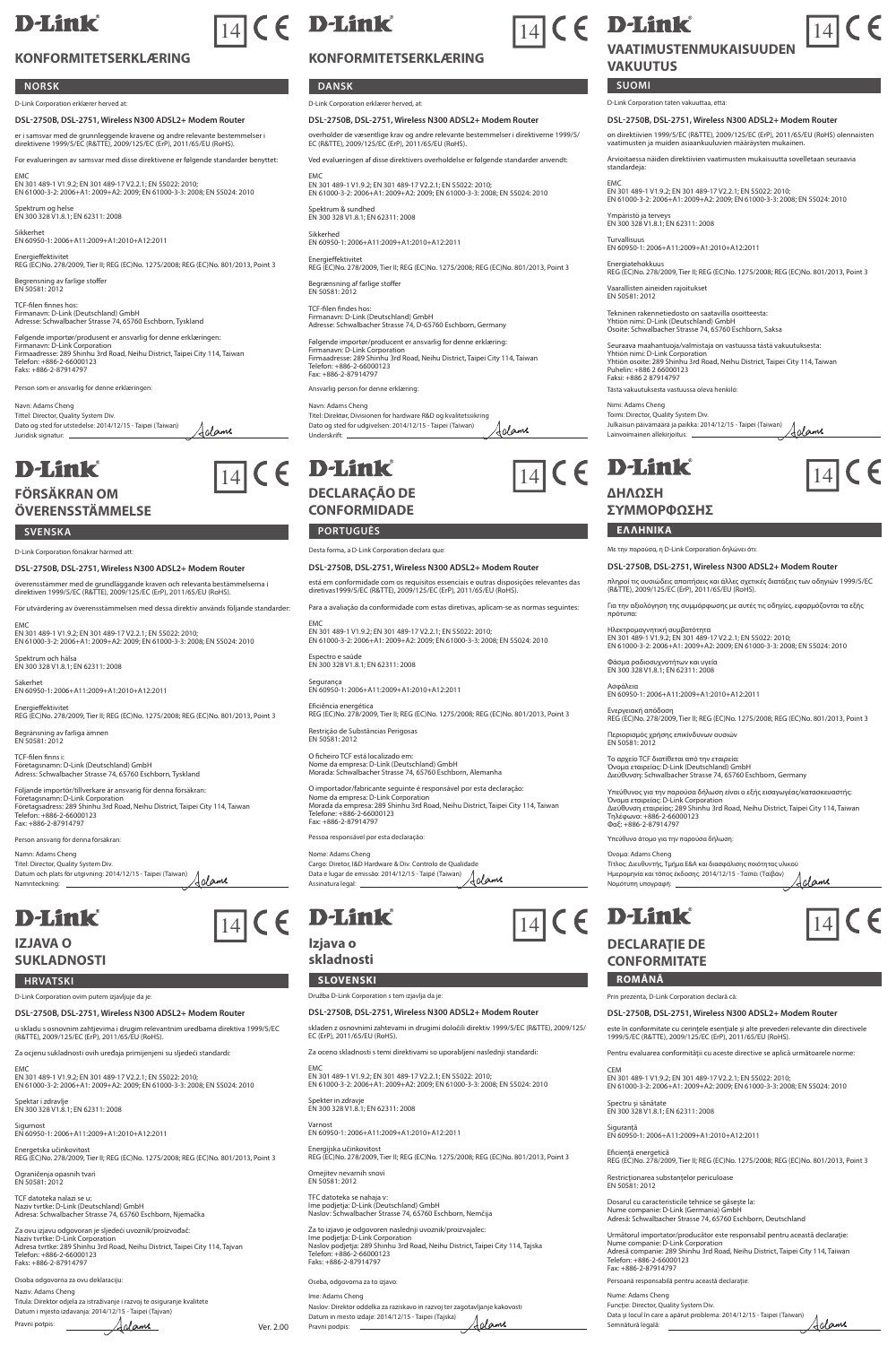# KONFORMITETSERKLÆRING

## NORSK

D-Link Corporation erklærer herved at:

**DSL-2750B, DSL-2751, Wireless N300 ADSL2+ Modem Router**

er i samsvar med de grunnleggende kravene og andre relevante bestemmelser i direktivene 1999/5/EC (R&TTE), 2009/125/EC (ErP), 2011/65/EU (RoHS).

For evalueringen av samsvar med disse direktivene er følgende standarder benyttet:

EMC
EN 301 489-1 V1.9.2; EN 301 489-17 V2.2.1; EN 55022: 2010;
EN 61000-3-2: 2006+A1: 2009+A2: 2009; EN 61000-3-3: 2008; EN 55024: 2010

Spektrum og helse
EN 300 328 V1.8.1; EN 62311: 2008

Sikkerhet
EN 60950-1: 2006+A11:2009+A1:2010+A12:2011

Energieffektivitet
REG (EC)No. 278/2009, Tier II; REG (EC)No. 1275/2008; REG (EC)No. 801/2013, Point 3

Begrensning av farlige stoffer
EN 50581: 2012

TCF-filen finnes hos:
Firmanavn: D-Link (Deutschland) GmbH
Adresse: Schwalbacher Strasse 74, 65760 Eschborn, Tyskland

Følgende importør/produsent er ansvarlig for denne erklæringen:
Firmanavn: D-Link Corporation
Firmaadresse: 289 Shinhu 3rd Road, Neihu District, Taipei City 114, Taiwan
Telefon: +886-2-66000123
Faks: +886-2-87914797

Person som er ansvarlig for denne erklæringen:

Navn: Adams Cheng
Tittel: Director, Quality System Div.
Dato og sted for utstedelse: 2014/12/15 - Taipei (Taiwan)
Juridisk signatur:

# KONFORMITETSERKLÆRING

## DANSK

D-Link Corporation erklærer herved, at:

**DSL-2750B, DSL-2751, Wireless N300 ADSL2+ Modem Router**

overholder de væsentlige krav og andre relevante bestemmelser i direktiverne 1999/5/EC (R&TTE), 2009/125/EC (ErP), 2011/65/EU (RoHS).

Ved evalueringen af disse direktivers overholdelse er følgende standarder anvendt:

EMC
EN 301 489-1 V1.9.2; EN 301 489-17 V2.2.1; EN 55022: 2010;
EN 61000-3-2: 2006+A1: 2009+A2: 2009; EN 61000-3-3: 2008; EN 55024: 2010

Spektrum & sundhed
EN 300 328 V1.8.1; EN 62311: 2008

Sikkerhed
EN 60950-1: 2006+A11:2009+A1:2010+A12:2011

Energieffektivitet
REG (EC)No. 278/2009, Tier II; REG (EC)No. 1275/2008; REG (EC)No. 801/2013, Point 3

Begrænsning af farlige stoffer
EN 50581: 2012

TCF-filen findes hos:
Firmanavn: D-Link (Deutschland) GmbH
Adresse: Schwalbacher Strasse 74, D-65760 Eschborn, Germany

Følgende importør/producent er ansvarlig for denne erklæring:
Firmanavn: D-Link Corporation
Firmaadresse: 289 Shinhu 3rd Road, Neihu District, Taipei City 114, Taiwan
Telefon: +886-2-66000123
Fax: +886-2-87914797

Ansvarlig person for denne erklæring:

Navn: Adams Cheng
Titel: Direktør, Divisionen for hardware R&D og kvalitetssikring
Dato og sted for udgivelsen: 2014/12/15 - Taipei (Taiwan)
Underskrift:

# VAATIMUSTENMUKAISUUDEN VAKUUTUS

## SUOMI

D-Link Corporation täten vakuuttaa, että:

**DSL-2750B, DSL-2751, Wireless N300 ADSL2+ Modem Router**

on direktiivien 1999/5/EC (R&TTE), 2009/125/EC (ErP), 2011/65/EU (RoHS) olennaisten vaatimusten ja muiden asiaankuuluvien määräysten mukainen.

Arvioitaessa näiden direktiivien vaatimusten mukaisuutta sovelletaan seuraavia standardeja:

EMC
EN 301 489-1 V1.9.2; EN 301 489-17 V2.2.1; EN 55022: 2010;
EN 61000-3-2: 2006+A1: 2009+A2: 2009; EN 61000-3-3: 2008; EN 55024: 2010

Ympäristö ja terveys
EN 300 328 V1.8.1; EN 62311: 2008

Turvallisuus
EN 60950-1: 2006+A11:2009+A1:2010+A12:2011

Energiatehokkuus
REG (EC)No. 278/2009, Tier II; REG (EC)No. 1275/2008; REG (EC)No. 801/2013, Point 3

Vaarallisten aineiden rajoitukset
EN 50581: 2012

Tekninen rakennetiedosto on saatavilla osoitteesta:
Yhtiön nimi: D-Link (Deutschland) GmbH
Osoite: Schwalbacher Strasse 74, 65760 Eschborn, Saksa

Seuraava maahantuoja/valmistaja on vastuussa tästä vakuutuksesta:
Yhtiön nimi: D-Link Corporation
Yhtiön osoite: 289 Shinhu 3rd Road, Neihu District, Taipei City 114, Taiwan
Puhelin: +886 2 66000123
Faksi: +886 2 87914797

Tästä vakuutuksesta vastuussa oleva henkilö:

Nimi: Adams Cheng
Toimi: Director, Quality System Div.
Julkaisun päivämäärä ja paikka: 2014/12/15 - Taipei (Taiwan)
Lainvoimainen allekirjoitus:

# FÖRSÄKRAN OM ÖVERENSSTÄMMELSE

## SVENSKA

D-Link Corporation försäkrar härmed att:

**DSL-2750B, DSL-2751, Wireless N300 ADSL2+ Modem Router**

överensstämmer med de grundläggande kraven och relevanta bestämmelserna i direktiven 1999/5/EC (R&TTE), 2009/125/EC (ErP), 2011/65/EU (RoHS).

För utvärdering av överensstämmelsen med dessa direktiv används följande standarder:

EMC
EN 301 489-1 V1.9.2; EN 301 489-17 V2.2.1; EN 55022: 2010;
EN 61000-3-2: 2006+A1: 2009+A2: 2009; EN 61000-3-3: 2008; EN 55024: 2010

Spektrum och hälsa
EN 300 328 V1.8.1; EN 62311: 2008

Säkerhet
EN 60950-1: 2006+A11:2009+A1:2010+A12:2011

Energieffektivitet
REG (EC)No. 278/2009, Tier II; REG (EC)No. 1275/2008; REG (EC)No. 801/2013, Point 3

Begränsning av farliga ämnen
EN 50581: 2012

TCF-filen finns i:
Företagsnamn: D-Link (Deutschland) GmbH
Adress: Schwalbacher Strasse 74, 65760 Eschborn, Tyskland

Följande importör/tillverkare är ansvarig för denna försäkran:
Företagsnamn: D-Link Corporation
Företagsadress: 289 Shinhu 3rd Road, Neihu District, Taipei City 114, Taiwan
Telefon: +886-2-66000123
Fax: +886-2-87914797

Person ansvarig för denna försäkran:

Namn: Adams Cheng
Titel: Director, Quality System Div.
Datum och plats för utgivning: 2014/12/15 - Taipei (Taiwan)
Namnteckning:

# DECLARAÇÃO DE CONFORMIDADE

## PORTUGUÊS

Desta forma, a D-Link Corporation declara que:

**DSL-2750B, DSL-2751, Wireless N300 ADSL2+ Modem Router**

está em conformidade com os requisitos essenciais e outras disposições relevantes das diretivas1999/5/EC (R&TTE), 2009/125/EC (ErP), 2011/65/EU (RoHS).

Para a avaliação da conformidade com estas diretivas, aplicam-se as normas seguintes:

EMC
EN 301 489-1 V1.9.2; EN 301 489-17 V2.2.1; EN 55022: 2010;
EN 61000-3-2: 2006+A1: 2009+A2: 2009; EN 61000-3-3: 2008; EN 55024: 2010

Espectro e saúde
EN 300 328 V1.8.1; EN 62311: 2008

Segurança
EN 60950-1: 2006+A11:2009+A1:2010+A12:2011

Eficiência energética
REG (EC)No. 278/2009, Tier II; REG (EC)No. 1275/2008; REG (EC)No. 801/2013, Point 3

Restrição de Substâncias Perigosas
EN 50581: 2012

O ficheiro TCF está localizado em:
Nome da empresa: D-Link (Deutschland) GmbH
Morada: Schwalbacher Strasse 74, 65760 Eschborn, Alemanha

O importador/fabricante seguinte é responsável por esta declaração:
Nome da empresa: D-Link Corporation
Morada da empresa: 289 Shinhu 3rd Road, Neihu District, Taipei City 114, Taiwan
Telefone: +886-2-66000123
Fax: +886-2-87914797

Pessoa responsável por esta declaração:

Nome: Adams Cheng
Cargo: Diretor, I&D Hardware & Div. Controlo de Qualidade
Data e lugar de emissão: 2014/12/15 - Taipé (Taiwan)
Assinatura legal:

# ΔΗΛΩΣΗ ΣΥΜΜΟΡΦΩΣΗΣ

## ΕΛΛΗΝΙΚΑ

Με την παρούσα, η D-Link Corporation δηλώνει ότι:

**DSL-2750B, DSL-2751, Wireless N300 ADSL2+ Modem Router**

πληροί τις ουσιώδεις απαιτήσεις και άλλες σχετικές διατάξεις των οδηγιών 1999/5/EC (R&TTE), 2009/125/EC (ErP), 2011/65/EU (RoHS).

Για την αξιολόγηση της συμμόρφωσης με αυτές τις οδηγίες, εφαρμόζονται τα εξής πρότυπα:

Ηλεκτρομαγνητική συμβατότητα
EN 301 489-1 V1.9.2; EN 301 489-17 V2.2.1; EN 55022: 2010;
EN 61000-3-2: 2006+A1: 2009+A2: 2009; EN 61000-3-3: 2008; EN 55024: 2010

Φάσμα ραδιοσυχνοτήτων και υγεία
EN 300 328 V1.8.1; EN 62311: 2008

Ασφάλεια
EN 60950-1: 2006+A11:2009+A1:2010+A12:2011

Ενεργειακή απόδοση
REG (EC)No. 278/2009, Tier II; REG (EC)No. 1275/2008; REG (EC)No. 801/2013, Point 3

Περιορισμός χρήσης επικίνδυνων ουσιών
EN 50581: 2012

Το αρχείο TCF διατίθεται από την εταιρεία:
Όνομα εταιρείας: D-Link (Deutschland) GmbH
Διεύθυνση: Schwalbacher Strasse 74, 65760 Eschborn, Germany

Υπεύθυνος για την παρούσα δήλωση είναι ο εξής εισαγωγέας/κατασκευαστής:
Όνομα εταιρείας: D-Link Corporation
Διεύθυνση εταιρείας: 289 Shinhu 3rd Road, Neihu District, Taipei City 114, Taiwan
Τηλέφωνο: +886-2-66000123
Φαξ: +886-2-87914797

Υπεύθυνο άτομο για την παρούσα δήλωση:

Όνομα: Adams Cheng
Τίτλος: Διευθυντής, Τμήμα Ε&Α και διασφάλισης ποιότητας υλικού
Ημερομηνία και τόπος έκδοσης: 2014/12/15 - Ταϊπέι (Ταϊβάν)
Νομότυπη υπογραφή:

# IZJAVA O SUKLADNOSTI

## HRVATSKI

D-Link Corporation ovim putem izjavljuje da je:

**DSL-2750B, DSL-2751, Wireless N300 ADSL2+ Modem Router**

u skladu s osnovnim zahtjevima i drugim relevantnim uredbama direktiva 1999/5/EC (R&TTE), 2009/125/EC (ErP), 2011/65/EU (RoHS).

Za ocjenu sukladnosti ovih uređaja primijenjeni su sljedeći standardi:

EMC
EN 301 489-1 V1.9.2; EN 301 489-17 V2.2.1; EN 55022: 2010;
EN 61000-3-2: 2006+A1: 2009+A2: 2009; EN 61000-3-3: 2008; EN 55024: 2010

Spektar i zdravlje
EN 300 328 V1.8.1; EN 62311: 2008

Sigurnost
EN 60950-1: 2006+A11:2009+A1:2010+A12:2011

Energetska učinkovitost
REG (EC)No. 278/2009, Tier II; REG (EC)No. 1275/2008; REG (EC)No. 801/2013, Point 3

Ograničenja opasnih tvari
EN 50581: 2012

TCF datoteka nalazi se u:
Naziv tvrtke: D-Link (Deutschland) GmbH
Adresa: Schwalbacher Strasse 74, 65760 Eschborn, Njemačka

Za ovu izjavu odgovoran je sljedeći uvoznik/proizvođač:
Naziv tvrtke: D-Link Corporation
Adresa tvrtke: 289 Shinhu 3rd Road, Neihu District, Taipei City 114, Tajvan
Telefon: +886-2-66000123
Faks: +886-2-87914797

Osoba odgovorna za ovu deklaraciju:

Naziv: Adams Cheng
Titula: Direktor odjela za istraživanje i razvoj te osiguranje kvalitete
Datum i mjesto izdavanja: 2014/12/15 - Taipei (Tajvan)
Pravni potpis:

Ver. 2.00

# Izjava o skladnosti

## SLOVENSKI

Družba D-Link Corporation s tem izjavlja da je:

**DSL-2750B, DSL-2751, Wireless N300 ADSL2+ Modem Router**

skladen z osnovnimi zahtevami in drugimi določili direktiv 1999/5/EC (R&TTE), 2009/125/EC (ErP), 2011/65/EU (RoHS).

Za oceno skladnosti s temi direktivami so uporabljeni naslednji standardi:

EMC
EN 301 489-1 V1.9.2; EN 301 489-17 V2.2.1; EN 55022: 2010;
EN 61000-3-2: 2006+A1: 2009+A2: 2009; EN 61000-3-3: 2008; EN 55024: 2010

Spekter in zdravje
EN 300 328 V1.8.1; EN 62311: 2008

Varnost
EN 60950-1: 2006+A11:2009+A1:2010+A12:2011

Energijska učinkovitost
REG (EC)No. 278/2009, Tier II; REG (EC)No. 1275/2008; REG (EC)No. 801/2013, Point 3

Omejitev nevarnih snovi
EN 50581: 2012

TFC datoteka se nahaja v:
Ime podjetja: D-Link (Deutschland) GmbH
Naslov: Schwalbacher Strasse 74, 65760 Eschborn, Nemčija

Za to izjavo je odgovoren naslednji uvoznik/proizvajalec:
Ime podjetja: D-Link Corporation
Naslov podjetja: 289 Shinhu 3rd Road, Neihu District, Taipei City 114, Tajska
Telefon: +886-2-66000123
Faks: +886-2-87914797

Oseba, odgovorna za to izjavo:

Ime: Adams Cheng
Naslov: Direktor oddelka za raziskavo in razvoj ter zagotavljanje kakovosti
Datum in mesto izdaje: 2014/12/15 - Taipei (Tajska)
Pravni podpis:

# DECLARAȚIE DE CONFORMITATE

## ROMÂNĂ

Prin prezenta, D-Link Corporation declară că:

**DSL-2750B, DSL-2751, Wireless N300 ADSL2+ Modem Router**

este în conformitate cu cerințele esențiale și alte prevederi relevante din directivele 1999/5/EC (R&TTE), 2009/125/EC (ErP), 2011/65/EU (RoHS).

Pentru evaluarea conformității cu aceste directive se aplică următoarele norme:

CEM
EN 301 489-1 V1.9.2; EN 301 489-17 V2.2.1; EN 55022: 2010;
EN 61000-3-2: 2006+A1: 2009+A2: 2009; EN 61000-3-3: 2008; EN 55024: 2010

Spectru și sănătate
EN 300 328 V1.8.1; EN 62311: 2008

Siguranță
EN 60950-1: 2006+A11:2009+A1:2010+A12:2011

Eficiență energetică
REG (EC)No. 278/2009, Tier II; REG (EC)No. 1275/2008; REG (EC)No. 801/2013, Point 3

Restricționarea substanțelor periculoase
EN 50581: 2012

Dosarul cu caracteristicile tehnice se găsește la:
Nume companie: D-Link (Germania) GmbH
Adresă: Schwalbacher Strasse 74, 65760 Eschborn, Deutschland

Următorul importator/producător este responsabil pentru această declarație:
Nume companie: D-Link Corporation
Adresă companie: 289 Shinhu 3rd Road, Neihu District, Taipei City 114, Taiwan
Telefon: +886-2-66000123
Fax: +886-2-87914797

Persoană responsabilă pentru această declarație:

Nume: Adams Cheng
Funcție: Director, Quality System Div.
Data și locul în care a apărut problema: 2014/12/15 - Taipei (Taiwan)
Semnătură legală: